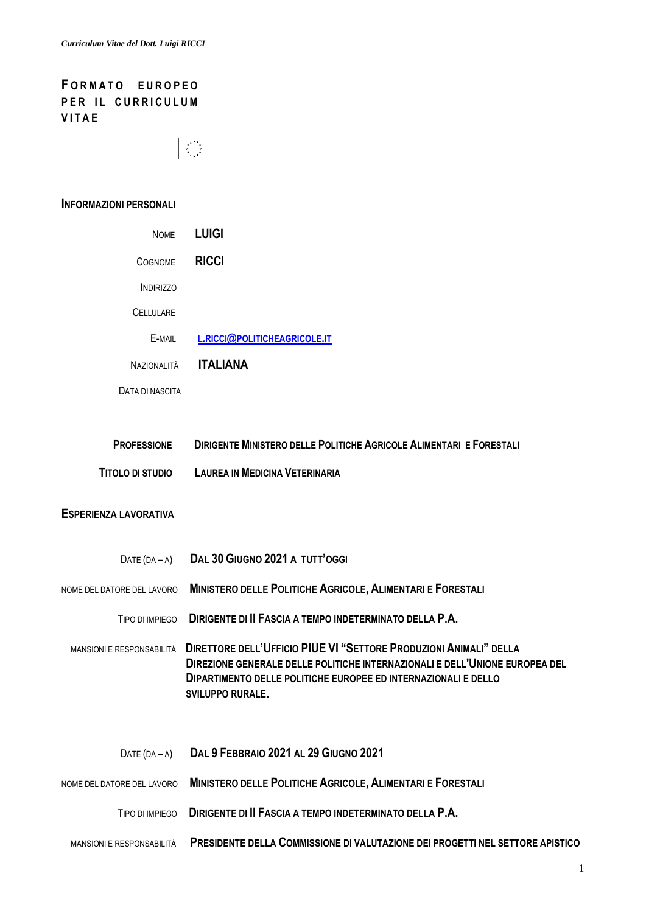# FORMATO EUROPEO PER IL CURRICULUM VITAE

## INFORMAZIONI PERSONALI

| | |
|---|---|
| NOME | **LUIGI** |
| COGNOME | **RICCI** |
| INDIRIZZO | |
| CELLULARE | |
| E-MAIL | **L.RICCI@POLITICHEAGRICOLE.IT** |
| NAZIONALITÀ | **ITALIANA** |
| DATA DI NASCITA | |

| | |
|---|---|
| **PROFESSIONE** | **DIRIGENTE MINISTERO DELLE POLITICHE AGRICOLE ALIMENTARI E FORESTALI** |
| **TITOLO DI STUDIO** | **LAUREA IN MEDICINA VETERINARIA** |

## ESPERIENZA LAVORATIVA

| | |
|---|---|
| DATE (DA – A) | **DAL 30 GIUGNO 2021 A TUTT'OGGI** |
| NOME DEL DATORE DEL LAVORO | **MINISTERO DELLE POLITICHE AGRICOLE, ALIMENTARI E FORESTALI** |
| TIPO DI IMPIEGO | **DIRIGENTE DI II FASCIA A TEMPO INDETERMINATO DELLA P.A.** |
| MANSIONI E RESPONSABILITÀ | **DIRETTORE DELL'UFFICIO PIUE VI "SETTORE PRODUZIONI ANIMALI" DELLA DIREZIONE GENERALE DELLE POLITICHE INTERNAZIONALI E DELL'UNIONE EUROPEA DEL DIPARTIMENTO DELLE POLITICHE EUROPEE ED INTERNAZIONALI E DELLO SVILUPPO RURALE.** |

| | |
|---|---|
| DATE (DA – A) | **DAL 9 FEBBRAIO 2021 AL 29 GIUGNO 2021** |
| NOME DEL DATORE DEL LAVORO | **MINISTERO DELLE POLITICHE AGRICOLE, ALIMENTARI E FORESTALI** |
| TIPO DI IMPIEGO | **DIRIGENTE DI II FASCIA A TEMPO INDETERMINATO DELLA P.A.** |
| MANSIONI E RESPONSABILITÀ | **PRESIDENTE DELLA COMMISSIONE DI VALUTAZIONE DEI PROGETTI NEL SETTORE APISTICO** |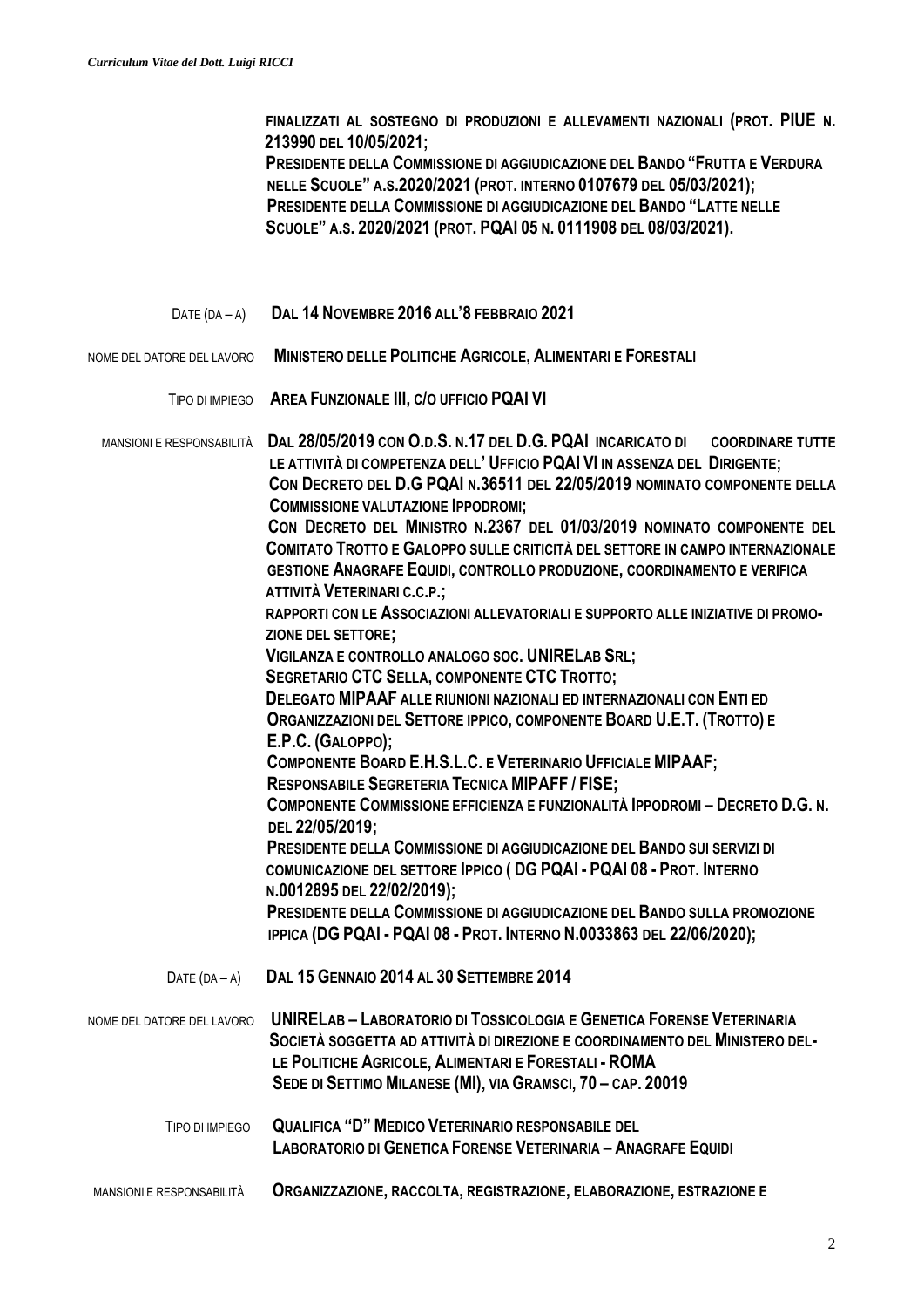**FINALIZZATI AL SOSTEGNO DI PRODUZIONI E ALLEVAMENTI NAZIONALI (PROT. PIUE N. 213990 DEL 10/05/2021;**
**PRESIDENTE DELLA COMMISSIONE DI AGGIUDICAZIONE DEL BANDO "FRUTTA E VERDURA NELLE SCUOLE" A.S.2020/2021 (PROT. INTERNO 0107679 DEL 05/03/2021);**
**PRESIDENTE DELLA COMMISSIONE DI AGGIUDICAZIONE DEL BANDO "LATTE NELLE SCUOLE" A.S. 2020/2021 (PROT. PQAI 05 N. 0111908 DEL 08/03/2021).**

| | |
|---|---|
| DATE (DA – A) | **DAL 14 NOVEMBRE 2016 ALL'8 FEBBRAIO 2021** |
| NOME DEL DATORE DEL LAVORO | **MINISTERO DELLE POLITICHE AGRICOLE, ALIMENTARI E FORESTALI** |
| TIPO DI IMPIEGO | **AREA FUNZIONALE III, C/O UFFICIO PQAI VI** |
| MANSIONI E RESPONSABILITÀ | **DAL 28/05/2019 CON O.D.S. N.17 DEL D.G. PQAI INCARICATO DI COORDINARE TUTTE LE ATTIVITÀ DI COMPETENZA DELL' UFFICIO PQAI VI IN ASSENZA DEL DIRIGENTE;**<br>**CON DECRETO DEL D.G PQAI N.36511 DEL 22/05/2019 NOMINATO COMPONENTE DELLA COMMISSIONE VALUTAZIONE IPPODROMI;**<br>**CON DECRETO DEL MINISTRO N.2367 DEL 01/03/2019 NOMINATO COMPONENTE DEL COMITATO TROTTO E GALOPPO SULLE CRITICITÀ DEL SETTORE IN CAMPO INTERNAZIONALE GESTIONE ANAGRAFE EQUIDI, CONTROLLO PRODUZIONE, COORDINAMENTO E VERIFICA ATTIVITÀ VETERINARI C.C.P.;**<br>**RAPPORTI CON LE ASSOCIAZIONI ALLEVATORIALI E SUPPORTO ALLE INIZIATIVE DI PROMOZIONE DEL SETTORE;**<br>**VIGILANZA E CONTROLLO ANALOGO SOC. UNIRELAB SRL;**<br>**SEGRETARIO CTC SELLA, COMPONENTE CTC TROTTO;**<br>**DELEGATO MIPAAF ALLE RIUNIONI NAZIONALI ED INTERNAZIONALI CON ENTI ED ORGANIZZAZIONI DEL SETTORE IPPICO, COMPONENTE BOARD U.E.T. (TROTTO) E E.P.C. (GALOPPO);**<br>**COMPONENTE BOARD E.H.S.L.C. E VETERINARIO UFFICIALE MIPAAF;**<br>**RESPONSABILE SEGRETERIA TECNICA MIPAFF / FISE;**<br>**COMPONENTE COMMISSIONE EFFICIENZA E FUNZIONALITÀ IPPODROMI – DECRETO D.G. N. DEL 22/05/2019;**<br>**PRESIDENTE DELLA COMMISSIONE DI AGGIUDICAZIONE DEL BANDO SUI SERVIZI DI COMUNICAZIONE DEL SETTORE IPPICO ( DG PQAI - PQAI 08 - PROT. INTERNO N.0012895 DEL 22/02/2019);**<br>**PRESIDENTE DELLA COMMISSIONE DI AGGIUDICAZIONE DEL BANDO SULLA PROMOZIONE IPPICA (DG PQAI - PQAI 08 - PROT. INTERNO N.0033863 DEL 22/06/2020);** |
| DATE (DA – A) | **DAL 15 GENNAIO 2014 AL 30 SETTEMBRE 2014** |
| NOME DEL DATORE DEL LAVORO | **UNIRELAB – LABORATORIO DI TOSSICOLOGIA E GENETICA FORENSE VETERINARIA**<br>**SOCIETÀ SOGGETTA AD ATTIVITÀ DI DIREZIONE E COORDINAMENTO DEL MINISTERO DELLE POLITICHE AGRICOLE, ALIMENTARI E FORESTALI - ROMA**<br>**SEDE DI SETTIMO MILANESE (MI), VIA GRAMSCI, 70 – CAP. 20019** |
| TIPO DI IMPIEGO | **QUALIFICA "D" MEDICO VETERINARIO RESPONSABILE DEL LABORATORIO DI GENETICA FORENSE VETERINARIA – ANAGRAFE EQUIDI** |
| MANSIONI E RESPONSABILITÀ | **ORGANIZZAZIONE, RACCOLTA, REGISTRAZIONE, ELABORAZIONE, ESTRAZIONE E** |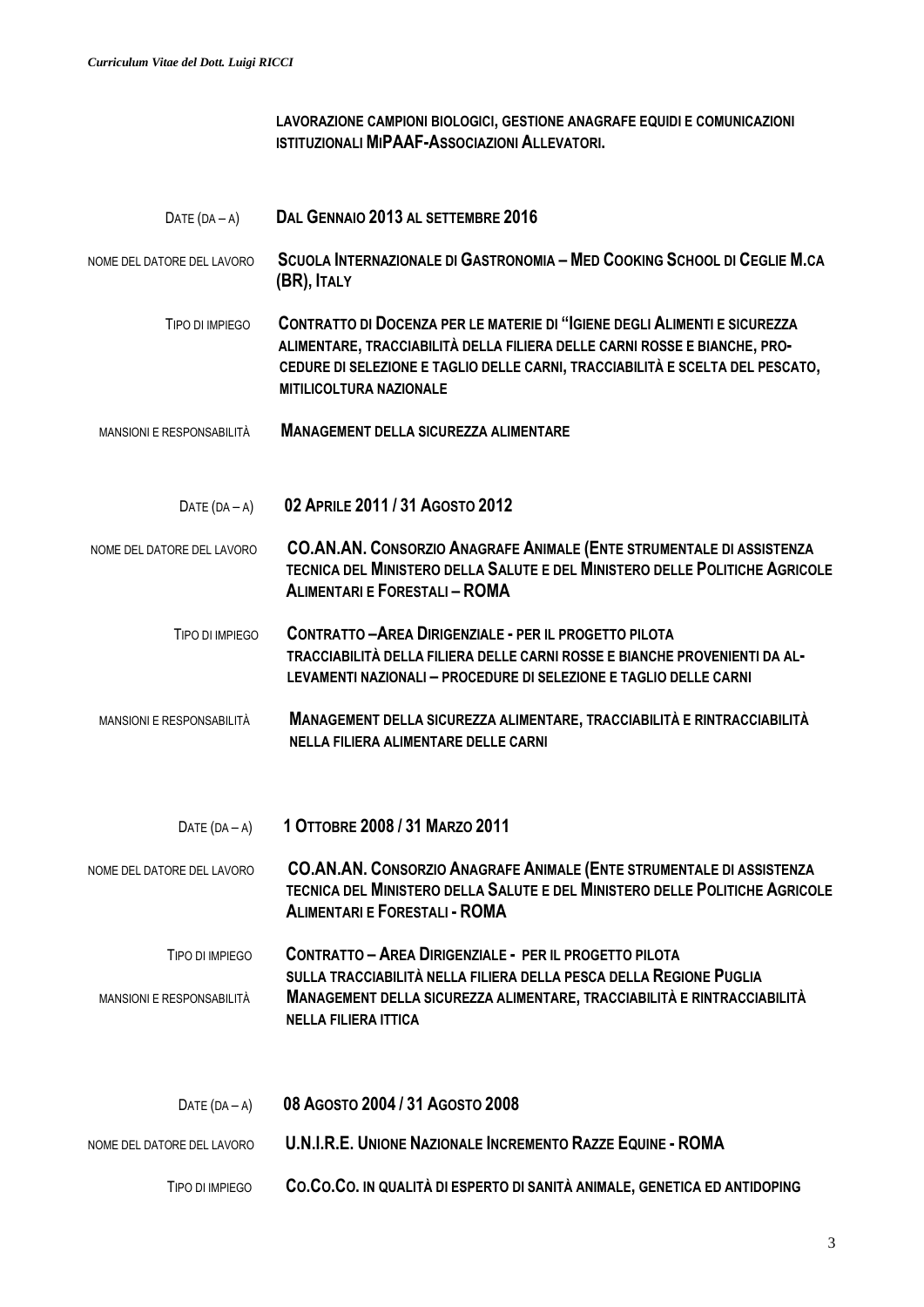**LAVORAZIONE CAMPIONI BIOLOGICI, GESTIONE ANAGRAFE EQUIDI E COMUNICAZIONI ISTITUZIONALI MIPAAF-ASSOCIAZIONI ALLEVATORI.**

| | |
|---|---|
| DATE (DA – A) | **DAL GENNAIO 2013 AL SETTEMBRE 2016** |
| NOME DEL DATORE DEL LAVORO | **SCUOLA INTERNAZIONALE DI GASTRONOMIA – MED COOKING SCHOOL DI CEGLIE M.CA (BR), ITALY** |
| TIPO DI IMPIEGO | **CONTRATTO DI DOCENZA PER LE MATERIE DI "IGIENE DEGLI ALIMENTI E SICUREZZA ALIMENTARE, TRACCIABILITÀ DELLA FILIERA DELLE CARNI ROSSE E BIANCHE, PROCEDURE DI SELEZIONE E TAGLIO DELLE CARNI, TRACCIABILITÀ E SCELTA DEL PESCATO, MITILICOLTURA NAZIONALE** |
| MANSIONI E RESPONSABILITÀ | **MANAGEMENT DELLA SICUREZZA ALIMENTARE** |

| | |
|---|---|
| DATE (DA – A) | **02 APRILE 2011 / 31 AGOSTO 2012** |
| NOME DEL DATORE DEL LAVORO | **CO.AN.AN. CONSORZIO ANAGRAFE ANIMALE (ENTE STRUMENTALE DI ASSISTENZA TECNICA DEL MINISTERO DELLA SALUTE E DEL MINISTERO DELLE POLITICHE AGRICOLE ALIMENTARI E FORESTALI – ROMA** |
| TIPO DI IMPIEGO | **CONTRATTO –AREA DIRIGENZIALE - PER IL PROGETTO PILOTA TRACCIABILITÀ DELLA FILIERA DELLE CARNI ROSSE E BIANCHE PROVENIENTI DA ALLEVAMENTI NAZIONALI – PROCEDURE DI SELEZIONE E TAGLIO DELLE CARNI** |
| MANSIONI E RESPONSABILITÀ | **MANAGEMENT DELLA SICUREZZA ALIMENTARE, TRACCIABILITÀ E RINTRACCIABILITÀ NELLA FILIERA ALIMENTARE DELLE CARNI** |

| | |
|---|---|
| DATE (DA – A) | **1 OTTOBRE 2008 / 31 MARZO 2011** |
| NOME DEL DATORE DEL LAVORO | **CO.AN.AN. CONSORZIO ANAGRAFE ANIMALE (ENTE STRUMENTALE DI ASSISTENZA TECNICA DEL MINISTERO DELLA SALUTE E DEL MINISTERO DELLE POLITICHE AGRICOLE ALIMENTARI E FORESTALI - ROMA** |
| TIPO DI IMPIEGO | **CONTRATTO – AREA DIRIGENZIALE - PER IL PROGETTO PILOTA SULLA TRACCIABILITÀ NELLA FILIERA DELLA PESCA DELLA REGIONE PUGLIA** |
| MANSIONI E RESPONSABILITÀ | **MANAGEMENT DELLA SICUREZZA ALIMENTARE, TRACCIABILITÀ E RINTRACCIABILITÀ NELLA FILIERA ITTICA** |

| | |
|---|---|
| DATE (DA – A) | **08 AGOSTO 2004 / 31 AGOSTO 2008** |
| NOME DEL DATORE DEL LAVORO | **U.N.I.R.E. UNIONE NAZIONALE INCREMENTO RAZZE EQUINE - ROMA** |
| TIPO DI IMPIEGO | **CO.CO.CO. IN QUALITÀ DI ESPERTO DI SANITÀ ANIMALE, GENETICA ED ANTIDOPING** |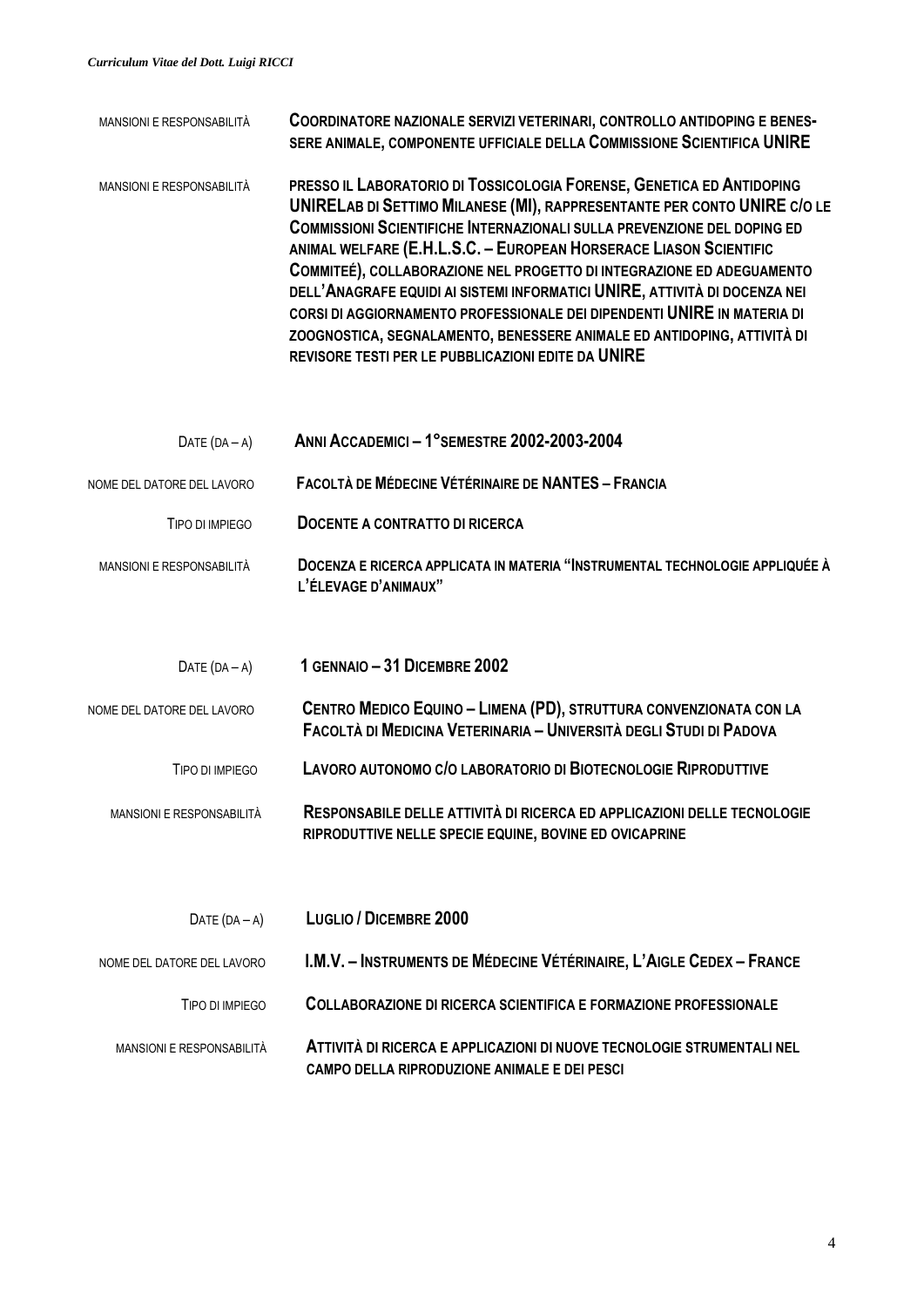| | |
|---|---|
| MANSIONI E RESPONSABILITÀ | **COORDINATORE NAZIONALE SERVIZI VETERINARI, CONTROLLO ANTIDOPING E BENESSERE ANIMALE, COMPONENTE UFFICIALE DELLA COMMISSIONE SCIENTIFICA UNIRE** |
| MANSIONI E RESPONSABILITÀ | **PRESSO IL LABORATORIO DI TOSSICOLOGIA FORENSE, GENETICA ED ANTIDOPING UNIRELAB DI SETTIMO MILANESE (MI), RAPPRESENTANTE PER CONTO UNIRE C/O LE COMMISSIONI SCIENTIFICHE INTERNAZIONALI SULLA PREVENZIONE DEL DOPING ED ANIMAL WELFARE (E.H.L.S.C. – EUROPEAN HORSERACE LIASON SCIENTIFIC COMMITEÉ), COLLABORAZIONE NEL PROGETTO DI INTEGRAZIONE ED ADEGUAMENTO DELL'ANAGRAFE EQUIDI AI SISTEMI INFORMATICI UNIRE, ATTIVITÀ DI DOCENZA NEI CORSI DI AGGIORNAMENTO PROFESSIONALE DEI DIPENDENTI UNIRE IN MATERIA DI ZOOGNOSTICA, SEGNALAMENTO, BENESSERE ANIMALE ED ANTIDOPING, ATTIVITÀ DI REVISORE TESTI PER LE PUBBLICAZIONI EDITE DA UNIRE** |

| | |
|---|---|
| DATE (DA – A) | **ANNI ACCADEMICI – 1°SEMESTRE 2002-2003-2004** |
| NOME DEL DATORE DEL LAVORO | **FACOLTÀ DE MÉDECINE VÉTÉRINAIRE DE NANTES – FRANCIA** |
| TIPO DI IMPIEGO | **DOCENTE A CONTRATTO DI RICERCA** |
| MANSIONI E RESPONSABILITÀ | **DOCENZA E RICERCA APPLICATA IN MATERIA "INSTRUMENTAL TECHNOLOGIE APPLIQUÉE À L'ÉLEVAGE D'ANIMAUX"** |

| | |
|---|---|
| DATE (DA – A) | **1 GENNAIO – 31 DICEMBRE 2002** |
| NOME DEL DATORE DEL LAVORO | **CENTRO MEDICO EQUINO – LIMENA (PD), STRUTTURA CONVENZIONATA CON LA FACOLTÀ DI MEDICINA VETERINARIA – UNIVERSITÀ DEGLI STUDI DI PADOVA** |
| TIPO DI IMPIEGO | **LAVORO AUTONOMO C/O LABORATORIO DI BIOTECNOLOGIE RIPRODUTTIVE** |
| MANSIONI E RESPONSABILITÀ | **RESPONSABILE DELLE ATTIVITÀ DI RICERCA ED APPLICAZIONI DELLE TECNOLOGIE RIPRODUTTIVE NELLE SPECIE EQUINE, BOVINE ED OVICAPRINE** |

| | |
|---|---|
| DATE (DA – A) | **LUGLIO / DICEMBRE 2000** |
| NOME DEL DATORE DEL LAVORO | **I.M.V. – INSTRUMENTS DE MÉDECINE VÉTÉRINAIRE, L'AIGLE CEDEX – FRANCE** |
| TIPO DI IMPIEGO | **COLLABORAZIONE DI RICERCA SCIENTIFICA E FORMAZIONE PROFESSIONALE** |
| MANSIONI E RESPONSABILITÀ | **ATTIVITÀ DI RICERCA E APPLICAZIONI DI NUOVE TECNOLOGIE STRUMENTALI NEL CAMPO DELLA RIPRODUZIONE ANIMALE E DEI PESCI** |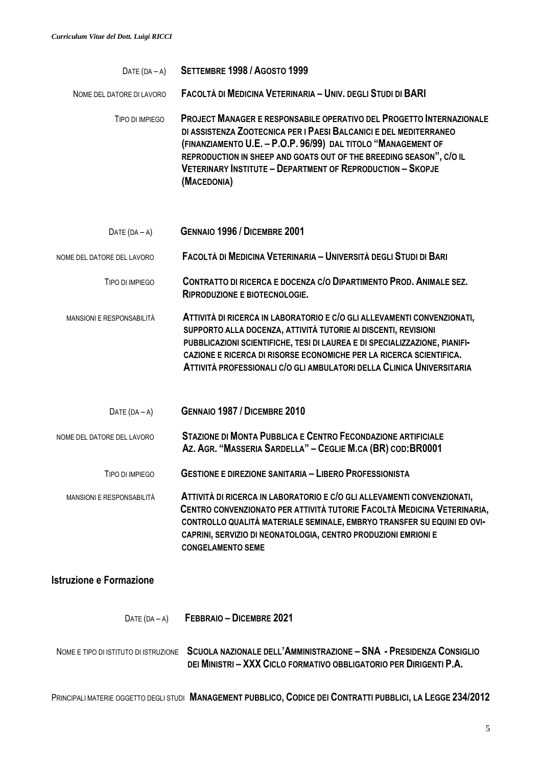| | |
|---|---|
| Date (da – a) | **Settembre 1998 / Agosto 1999** |
| Nome del datore di lavoro | **Facoltà di Medicina Veterinaria – Univ. degli Studi di BARI** |
| Tipo di impiego | **Project Manager e responsabile operativo del Progetto Internazionale di assistenza Zootecnica per i Paesi Balcanici e del Mediterraneo (finanziamento U.E. – P.O.P. 96/99) dal titolo "Management of reproduction in sheep and goats out of the breeding season", c/o il Veterinary Institute – Department of Reproduction – Skopje (Macedonia)** |

| | |
|---|---|
| Date (da – a) | **Gennaio 1996 / Dicembre 2001** |
| Nome del datore del lavoro | **Facoltà di Medicina Veterinaria – Università degli Studi di Bari** |
| Tipo di impiego | **Contratto di ricerca e docenza c/o Dipartimento Prod. Animale sez. Riproduzione e biotecnologie.** |
| Mansioni e responsabilità | **Attività di ricerca in laboratorio e c/o gli allevamenti convenzionati, supporto alla docenza, attività tutorie ai discenti, revisioni pubblicazioni scientifiche, tesi di laurea e di specializzazione, pianificazione e ricerca di risorse economiche per la ricerca scientifica. Attività professionali c/o gli ambulatori della Clinica Universitaria** |

| | |
|---|---|
| Date (da – a) | **Gennaio 1987 / Dicembre 2010** |
| Nome del datore del lavoro | **Stazione di Monta Pubblica e Centro Fecondazione artificiale Az. Agr. "Masseria Sardella" – Ceglie M.ca (BR) cod:BR0001** |
| Tipo di impiego | **Gestione e direzione sanitaria – Libero Professionista** |
| Mansioni e responsabilità | **Attività di ricerca in laboratorio e c/o gli allevamenti convenzionati, Centro convenzionato per attività tutorie Facoltà Medicina Veterinaria, controllo qualità materiale seminale, embryo transfer su equini ed ovi-caprini, servizio di neonatologia, centro produzioni emrioni e congelamento seme** |

## Istruzione e Formazione

| | |
|---|---|
| Date (da – a) | **Febbraio – Dicembre 2021** |
| Nome e tipo di istituto di istruzione | **Scuola nazionale dell'Amministrazione – SNA - Presidenza Consiglio dei Ministri – XXX Ciclo formativo obbligatorio per Dirigenti P.A.** |
| Principali materie oggetto degli studi | **Management pubblico, Codice dei Contratti pubblici, la Legge 234/2012** |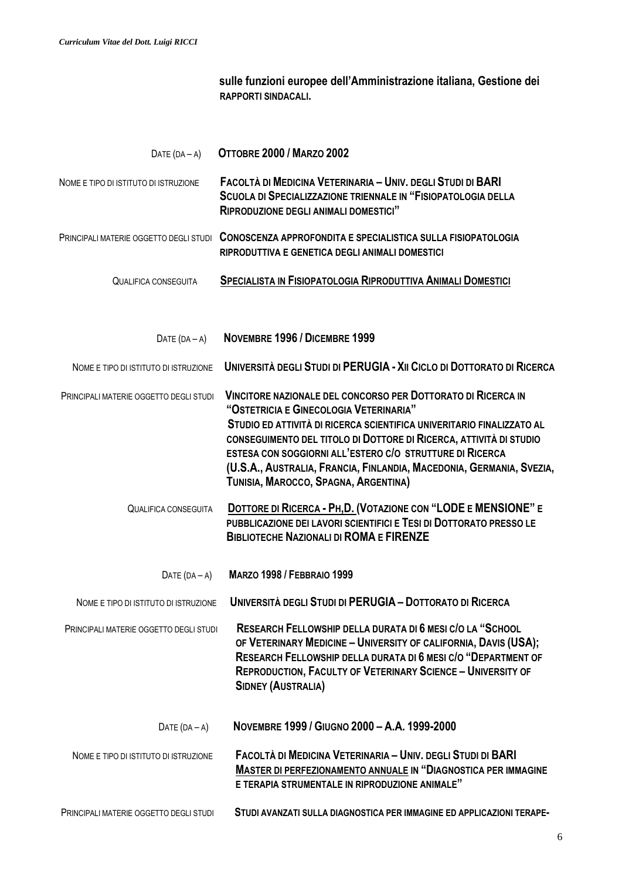**sulle funzioni europee dell'Amministrazione italiana, Gestione dei RAPPORTI SINDACALI.**

| | |
|---|---|
| DATE (DA – A) | **OTTOBRE 2000 / MARZO 2002** |
| NOME E TIPO DI ISTITUTO DI ISTRUZIONE | **FACOLTÀ DI MEDICINA VETERINARIA – UNIV. DEGLI STUDI DI BARI SCUOLA DI SPECIALIZZAZIONE TRIENNALE IN "FISIOPATOLOGIA DELLA RIPRODUZIONE DEGLI ANIMALI DOMESTICI"** |
| PRINCIPALI MATERIE OGGETTO DEGLI STUDI | **CONOSCENZA APPROFONDITA E SPECIALISTICA SULLA FISIOPATOLOGIA RIPRODUTTIVA E GENETICA DEGLI ANIMALI DOMESTICI** |
| QUALIFICA CONSEGUITA | **<u>SPECIALISTA IN FISIOPATOLOGIA RIPRODUTTIVA ANIMALI DOMESTICI</u>** |

| | |
|---|---|
| DATE (DA – A) | **NOVEMBRE 1996 / DICEMBRE 1999** |
| NOME E TIPO DI ISTITUTO DI ISTRUZIONE | **UNIVERSITÀ DEGLI STUDI DI PERUGIA - XII CICLO DI DOTTORATO DI RICERCA** |
| PRINCIPALI MATERIE OGGETTO DEGLI STUDI | **VINCITORE NAZIONALE DEL CONCORSO PER DOTTORATO DI RICERCA IN "OSTETRICIA E GINECOLOGIA VETERINARIA" STUDIO ED ATTIVITÀ DI RICERCA SCIENTIFICA UNIVERITARIO FINALIZZATO AL CONSEGUIMENTO DEL TITOLO DI DOTTORE DI RICERCA, ATTIVITÀ DI STUDIO ESTESA CON SOGGIORNI ALL'ESTERO C/O STRUTTURE DI RICERCA (U.S.A., AUSTRALIA, FRANCIA, FINLANDIA, MACEDONIA, GERMANIA, SVEZIA, TUNISIA, MAROCCO, SPAGNA, ARGENTINA)** |
| QUALIFICA CONSEGUITA | **<u>DOTTORE DI RICERCA - PH,D.</u> (VOTAZIONE CON "LODE E MENSIONE" E PUBBLICAZIONE DEI LAVORI SCIENTIFICI E TESI DI DOTTORATO PRESSO LE BIBLIOTECHE NAZIONALI DI ROMA E FIRENZE** |

| | |
|---|---|
| DATE (DA – A) | **MARZO 1998 / FEBBRAIO 1999** |
| NOME E TIPO DI ISTITUTO DI ISTRUZIONE | **UNIVERSITÀ DEGLI STUDI DI PERUGIA – DOTTORATO DI RICERCA** |
| PRINCIPALI MATERIE OGGETTO DEGLI STUDI | **RESEARCH FELLOWSHIP DELLA DURATA DI 6 MESI C/O LA "SCHOOL OF VETERINARY MEDICINE – UNIVERSITY OF CALIFORNIA, DAVIS (USA); RESEARCH FELLOWSHIP DELLA DURATA DI 6 MESI C/O "DEPARTMENT OF REPRODUCTION, FACULTY OF VETERINARY SCIENCE – UNIVERSITY OF SIDNEY (AUSTRALIA)** |

| | |
|---|---|
| DATE (DA – A) | **NOVEMBRE 1999 / GIUGNO 2000 – A.A. 1999-2000** |
| NOME E TIPO DI ISTITUTO DI ISTRUZIONE | **FACOLTÀ DI MEDICINA VETERINARIA – UNIV. DEGLI STUDI DI BARI <u>MASTER DI PERFEZIONAMENTO ANNUALE</u> IN "DIAGNOSTICA PER IMMAGINE E TERAPIA STRUMENTALE IN RIPRODUZIONE ANIMALE"** |
| PRINCIPALI MATERIE OGGETTO DEGLI STUDI | **STUDI AVANZATI SULLA DIAGNOSTICA PER IMMAGINE ED APPLICAZIONI TERAPE-** |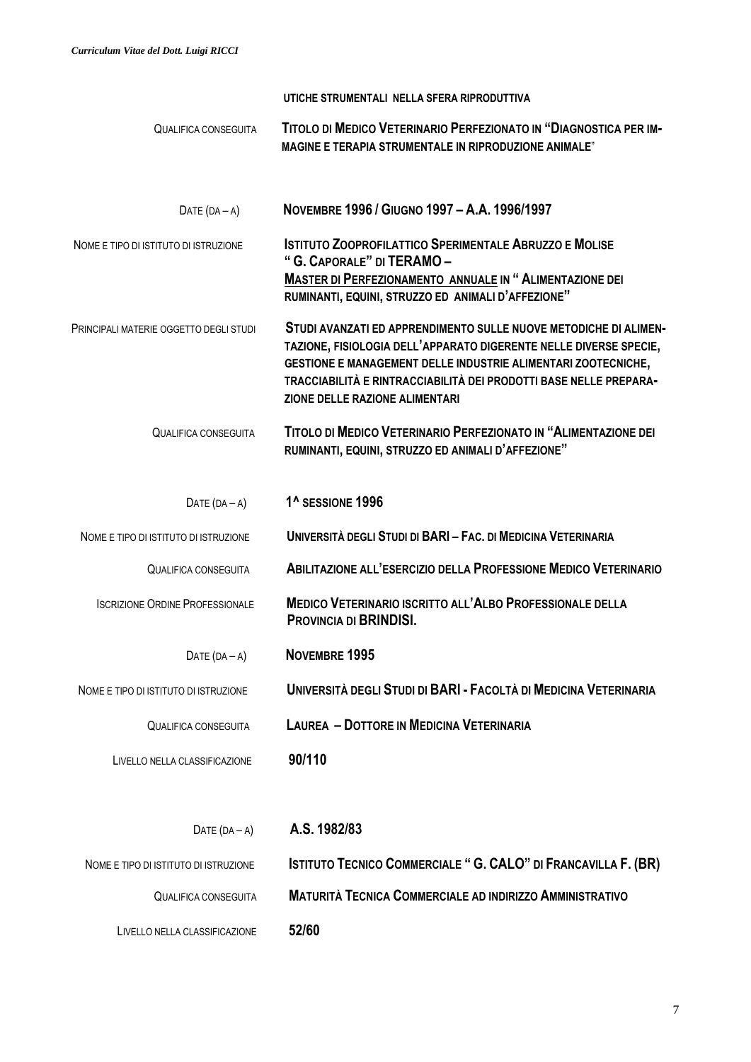| | |
|---|---|
| | **UTICHE STRUMENTALI NELLA SFERA RIPRODUTTIVA** |
| QUALIFICA CONSEGUITA | **TITOLO DI MEDICO VETERINARIO PERFEZIONATO IN "DIAGNOSTICA PER IMMAGINE E TERAPIA STRUMENTALE IN RIPRODUZIONE ANIMALE"** |
| DATE (DA – A) | **NOVEMBRE 1996 / GIUGNO 1997 – A.A. 1996/1997** |
| NOME E TIPO DI ISTITUTO DI ISTRUZIONE | **ISTITUTO ZOOPROFILATTICO SPERIMENTALE ABRUZZO E MOLISE " G. CAPORALE" DI TERAMO – <u>MASTER DI PERFEZIONAMENTO ANNUALE</u> IN " ALIMENTAZIONE DEI RUMINANTI, EQUINI, STRUZZO ED ANIMALI D'AFFEZIONE"** |
| PRINCIPALI MATERIE OGGETTO DEGLI STUDI | **STUDI AVANZATI ED APPRENDIMENTO SULLE NUOVE METODICHE DI ALIMENTAZIONE, FISIOLOGIA DELL'APPARATO DIGERENTE NELLE DIVERSE SPECIE, GESTIONE E MANAGEMENT DELLE INDUSTRIE ALIMENTARI ZOOTECNICHE, TRACCIABILITÀ E RINTRACCIABILITÀ DEI PRODOTTI BASE NELLE PREPARAZIONE DELLE RAZIONE ALIMENTARI** |
| QUALIFICA CONSEGUITA | **TITOLO DI MEDICO VETERINARIO PERFEZIONATO IN "ALIMENTAZIONE DEI RUMINANTI, EQUINI, STRUZZO ED ANIMALI D'AFFEZIONE"** |
| DATE (DA – A) | **1^ SESSIONE 1996** |
| NOME E TIPO DI ISTITUTO DI ISTRUZIONE | **UNIVERSITÀ DEGLI STUDI DI BARI – FAC. DI MEDICINA VETERINARIA** |
| QUALIFICA CONSEGUITA | **ABILITAZIONE ALL'ESERCIZIO DELLA PROFESSIONE MEDICO VETERINARIO** |
| ISCRIZIONE ORDINE PROFESSIONALE | **MEDICO VETERINARIO ISCRITTO ALL'ALBO PROFESSIONALE DELLA PROVINCIA DI BRINDISI.** |
| DATE (DA – A) | **NOVEMBRE 1995** |
| NOME E TIPO DI ISTITUTO DI ISTRUZIONE | **UNIVERSITÀ DEGLI STUDI DI BARI - FACOLTÀ DI MEDICINA VETERINARIA** |
| QUALIFICA CONSEGUITA | **LAUREA – DOTTORE IN MEDICINA VETERINARIA** |
| LIVELLO NELLA CLASSIFICAZIONE | **90/110** |
| DATE (DA – A) | **A.S. 1982/83** |
| NOME E TIPO DI ISTITUTO DI ISTRUZIONE | **ISTITUTO TECNICO COMMERCIALE " G. CALO" DI FRANCAVILLA F. (BR)** |
| QUALIFICA CONSEGUITA | **MATURITÀ TECNICA COMMERCIALE AD INDIRIZZO AMMINISTRATIVO** |
| LIVELLO NELLA CLASSIFICAZIONE | **52/60** |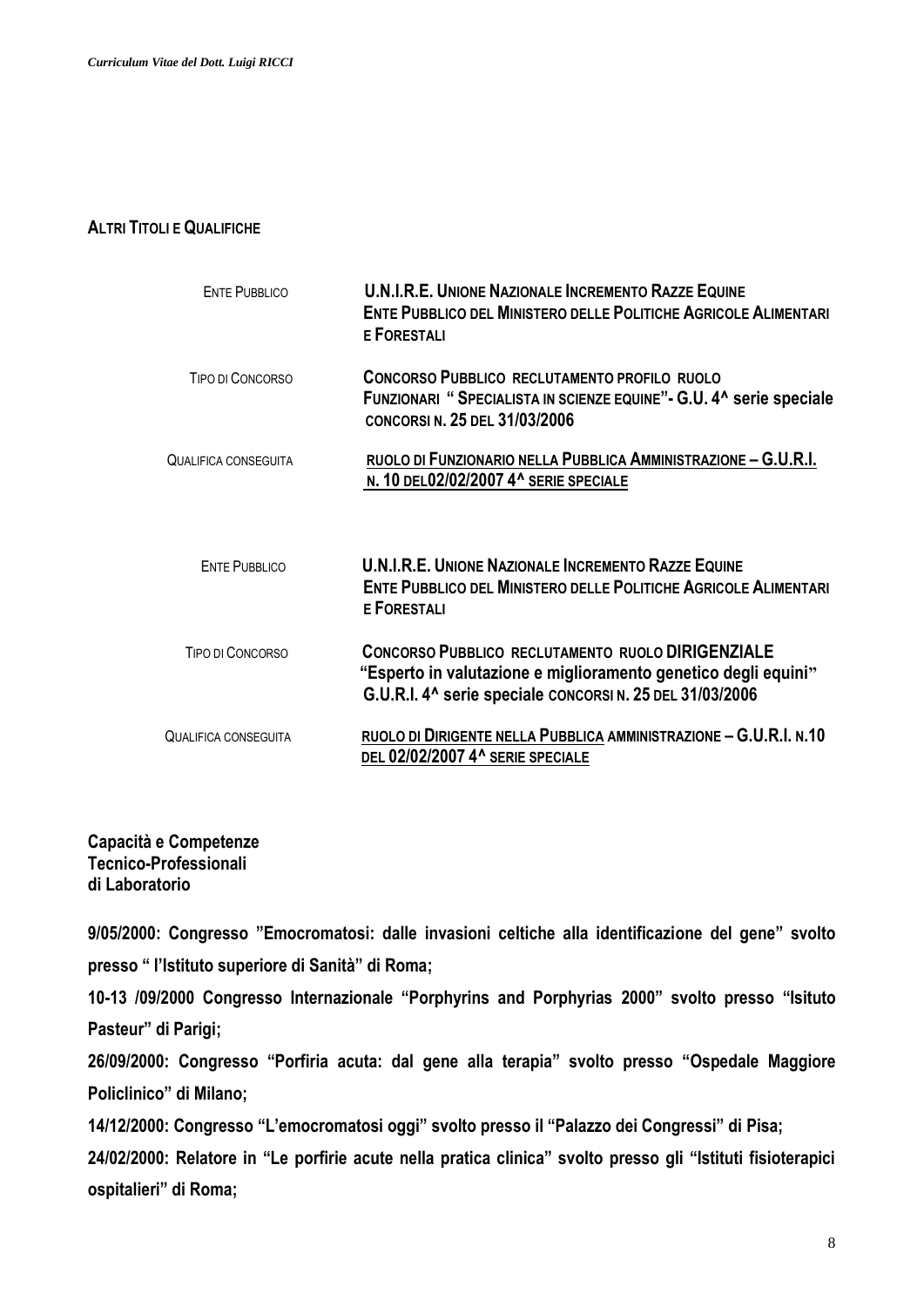**ALTRI TITOLI E QUALIFICHE**

| | |
|---|---|
| ENTE PUBBLICO | **U.N.I.R.E. UNIONE NAZIONALE INCREMENTO RAZZE EQUINE ENTE PUBBLICO DEL MINISTERO DELLE POLITICHE AGRICOLE ALIMENTARI E FORESTALI** |
| TIPO DI CONCORSO | **CONCORSO PUBBLICO RECLUTAMENTO PROFILO RUOLO FUNZIONARI " SPECIALISTA IN SCIENZE EQUINE"- G.U. 4^ serie speciale CONCORSI N. 25 DEL 31/03/2006** |
| QUALIFICA CONSEGUITA | **RUOLO DI FUNZIONARIO NELLA PUBBLICA AMMINISTRAZIONE – G.U.R.I. N. 10 DEL02/02/2007 4^ SERIE SPECIALE** |

| | |
|---|---|
| ENTE PUBBLICO | **U.N.I.R.E. UNIONE NAZIONALE INCREMENTO RAZZE EQUINE ENTE PUBBLICO DEL MINISTERO DELLE POLITICHE AGRICOLE ALIMENTARI E FORESTALI** |
| TIPO DI CONCORSO | **CONCORSO PUBBLICO RECLUTAMENTO RUOLO DIRIGENZIALE "Esperto in valutazione e miglioramento genetico degli equini" G.U.R.I. 4^ serie speciale CONCORSI N. 25 DEL 31/03/2006** |
| QUALIFICA CONSEGUITA | **RUOLO DI DIRIGENTE NELLA PUBBLICA AMMINISTRAZIONE – G.U.R.I. N.10 DEL 02/02/2007 4^ SERIE SPECIALE** |

**Capacità e Competenze Tecnico-Professionali di Laboratorio**

**9/05/2000: Congresso "Emocromatosi: dalle invasioni celtiche alla identificazione del gene" svolto presso " l'Istituto superiore di Sanità" di Roma;**

**10-13 /09/2000 Congresso Internazionale "Porphyrins and Porphyrias 2000" svolto presso "Isituto Pasteur" di Parigi;**

**26/09/2000: Congresso "Porfiria acuta: dal gene alla terapia" svolto presso "Ospedale Maggiore Policlinico" di Milano;**

**14/12/2000: Congresso "L'emocromatosi oggi" svolto presso il "Palazzo dei Congressi" di Pisa;**

**24/02/2000: Relatore in "Le porfirie acute nella pratica clinica" svolto presso gli "Istituti fisioterapici ospitalieri" di Roma;**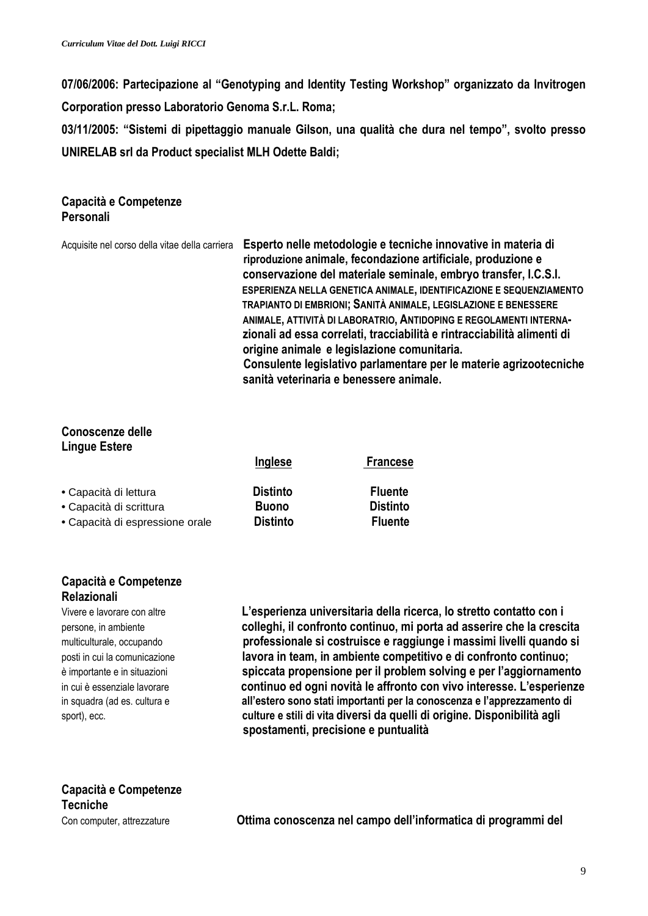**07/06/2006: Partecipazione al "Genotyping and Identity Testing Workshop" organizzato da Invitrogen Corporation presso Laboratorio Genoma S.r.L. Roma;**

**03/11/2005: "Sistemi di pipettaggio manuale Gilson, una qualità che dura nel tempo", svolto presso UNIRELAB srl da Product specialist MLH Odette Baldi;**

## Capacità e Competenze Personali

Acquisite nel corso della vitae della carriera

**Esperto nelle metodologie e tecniche innovative in materia di riproduzione animale, fecondazione artificiale, produzione e conservazione del materiale seminale, embryo transfer, I.C.S.I. ESPERIENZA NELLA GENETICA ANIMALE, IDENTIFICAZIONE E SEQUENZIAMENTO TRAPIANTO DI EMBRIONI; SANITÀ ANIMALE, LEGISLAZIONE E BENESSERE ANIMALE, ATTIVITÀ DI LABORATRIO, ANTIDOPING E REGOLAMENTI INTERNA-zionali ad essa correlati, tracciabilità e rintracciabilità alimenti di origine animale e legislazione comunitaria.**
**Consulente legislativo parlamentare per le materie agrizootecniche sanità veterinaria e benessere animale.**

## Conoscenze delle Lingue Estere

| | Inglese | Francese |
|---|---|---|
| • Capacità di lettura | **Distinto** | **Fluente** |
| • Capacità di scrittura | **Buono** | **Distinto** |
| • Capacità di espressione orale | **Distinto** | **Fluente** |

## Capacità e Competenze Relazionali

Vivere e lavorare con altre persone, in ambiente multiculturale, occupando posti in cui la comunicazione è importante e in situazioni in cui è essenziale lavorare in squadra (ad es. cultura e sport), ecc.

**L'esperienza universitaria della ricerca, lo stretto contatto con i colleghi, il confronto continuo, mi porta ad asserire che la crescita professionale si costruisce e raggiunge i massimi livelli quando si lavora in team, in ambiente competitivo e di confronto continuo; spiccata propensione per il problem solving e per l'aggiornamento continuo ed ogni novità le affronto con vivo interesse. L'esperienze all'estero sono stati importanti per la conoscenza e l'apprezzamento di culture e stili di vita diversi da quelli di origine. Disponibilità agli spostamenti, precisione e puntualità**

## Capacità e Competenze Tecniche

Con computer, attrezzature

**Ottima conoscenza nel campo dell'informatica di programmi del**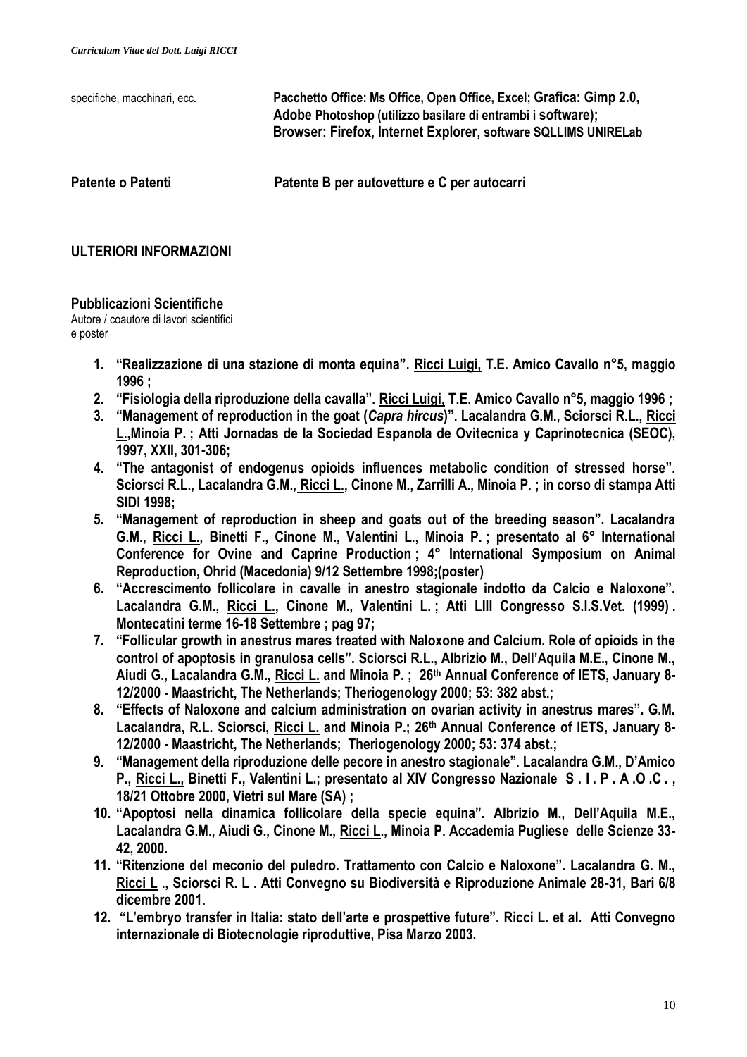| specifiche, macchinari, ecc. | **Pacchetto Office: Ms Office, Open Office, Excel; Grafica: Gimp 2.0, Adobe Photoshop (utilizzo basilare di entrambi i software); Browser: Firefox, Internet Explorer, software SQLLIMS UNIRELab** |
|---|---|
| **Patente o Patenti** | **Patente B per autovetture e C per autocarri** |

## ULTERIORI INFORMAZIONI

### Pubblicazioni Scientifiche

Autore / coautore di lavori scientifici e poster

1. **"Realizzazione di una stazione di monta equina". <u>Ricci Luigi,</u> T.E. Amico Cavallo n°5, maggio 1996 ;**
2. **"Fisiologia della riproduzione della cavalla". <u>Ricci Luigi,</u> T.E. Amico Cavallo n°5, maggio 1996 ;**
3. **"Management of reproduction in the goat (*Capra hircus*)". Lacalandra G.M., Sciorsci R.L., <u>Ricci L.</u>,Minoia P. ; Atti Jornadas de la Sociedad Espanola de Ovitecnica y Caprinotecnica (SEOC), 1997, XXII, 301-306;**
4. **"The antagonist of endogenus opioids influences metabolic condition of stressed horse". Sciorsci R.L., Lacalandra G.M., <u>Ricci L.</u>, Cinone M., Zarrilli A., Minoia P. ; in corso di stampa Atti SIDI 1998;**
5. **"Management of reproduction in sheep and goats out of the breeding season". Lacalandra G.M., <u>Ricci L.</u>, Binetti F., Cinone M., Valentini L., Minoia P. ; presentato al 6° International Conference for Ovine and Caprine Production ; 4° International Symposium on Animal Reproduction, Ohrid (Macedonia) 9/12 Settembre 1998;(poster)**
6. **"Accrescimento follicolare in cavalle in anestro stagionale indotto da Calcio e Naloxone". Lacalandra G.M., <u>Ricci L.</u>, Cinone M., Valentini L. ; Atti LIII Congresso S.I.S.Vet. (1999) . Montecatini terme 16-18 Settembre ; pag 97;**
7. **"Follicular growth in anestrus mares treated with Naloxone and Calcium. Role of opioids in the control of apoptosis in granulosa cells". Sciorsci R.L., Albrizio M., Dell'Aquila M.E., Cinone M., Aiudi G., Lacalandra G.M., <u>Ricci L.</u> and Minoia P. ; 26th Annual Conference of IETS, January 8-12/2000 - Maastricht, The Netherlands; Theriogenology 2000; 53: 382 abst.;**
8. **"Effects of Naloxone and calcium administration on ovarian activity in anestrus mares". G.M. Lacalandra, R.L. Sciorsci, <u>Ricci L.</u> and Minoia P.; 26th Annual Conference of IETS, January 8-12/2000 - Maastricht, The Netherlands; Theriogenology 2000; 53: 374 abst.;**
9. **"Management della riproduzione delle pecore in anestro stagionale". Lacalandra G.M., D'Amico P., <u>Ricci L.</u>, Binetti F., Valentini L.; presentato al XIV Congresso Nazionale S . I . P . A .O .C . , 18/21 Ottobre 2000, Vietri sul Mare (SA) ;**
10. **"Apoptosi nella dinamica follicolare della specie equina". Albrizio M., Dell'Aquila M.E., Lacalandra G.M., Aiudi G., Cinone M., <u>Ricci L.</u>, Minoia P. Accademia Pugliese delle Scienze 33-42, 2000.**
11. **"Ritenzione del meconio del puledro. Trattamento con Calcio e Naloxone". Lacalandra G. M., <u>Ricci L</u> ., Sciorsci R. L . Atti Convegno su Biodiversità e Riproduzione Animale 28-31, Bari 6/8 dicembre 2001.**
12. **"L'embryo transfer in Italia: stato dell'arte e prospettive future". <u>Ricci L.</u> et al. Atti Convegno internazionale di Biotecnologie riproduttive, Pisa Marzo 2003.**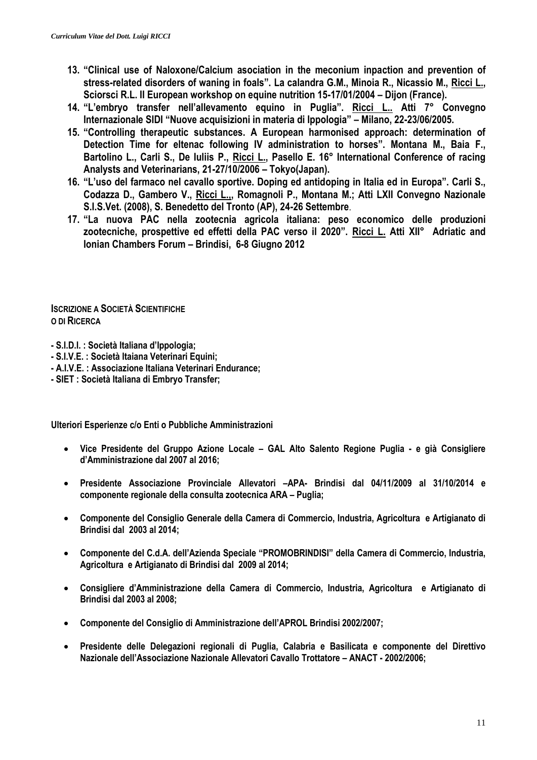13. **"Clinical use of Naloxone/Calcium asociation in the meconium inpaction and prevention of stress-related disorders of waning in foals". La calandra G.M., Minoia R., Nicassio M., <u>Ricci L.</u>, Sciorsci R.L. II European workshop on equine nutrition 15-17/01/2004 – Dijon (France).**
14. **"L'embryo transfer nell'allevamento equino in Puglia". <u>Ricci L.</u>. Atti 7° Convegno Internazionale SIDI "Nuove acquisizioni in materia di Ippologia" – Milano, 22-23/06/2005.**
15. **"Controlling therapeutic substances. A European harmonised approach: determination of Detection Time for eltenac following IV administration to horses". Montana M., Baia F., Bartolino L., Carli S., De Iuliis P., <u>Ricci L.</u>, Pasello E. 16° International Conference of racing Analysts and Veterinarians, 21-27/10/2006 – Tokyo(Japan).**
16. **"L'uso del farmaco nel cavallo sportive. Doping ed antidoping in Italia ed in Europa". Carli S., Codazza D., Gambero V., <u>Ricci L.</u>,, Romagnoli P., Montana M.; Atti LXII Convegno Nazionale S.I.S.Vet. (2008), S. Benedetto del Tronto (AP), 24-26 Settembre.**
17. **"La nuova PAC nella zootecnia agricola italiana: peso economico delle produzioni zootecniche, prospettive ed effetti della PAC verso il 2020". <u>Ricci L.</u> Atti XII° Adriatic and Ionian Chambers Forum – Brindisi, 6-8 Giugno 2012**

**ISCRIZIONE A SOCIETÀ SCIENTIFICHE O DI RICERCA**

**- S.I.D.I. : Società Italiana d'Ippologia;**
**- S.I.V.E. : Società Itaiana Veterinari Equini;**
**- A.I.V.E. : Associazione Italiana Veterinari Endurance;**
**- SIET : Società Italiana di Embryo Transfer;**

**Ulteriori Esperienze c/o Enti o Pubbliche Amministrazioni**

- **Vice Presidente del Gruppo Azione Locale – GAL Alto Salento Regione Puglia - e già Consigliere d'Amministrazione dal 2007 al 2016;**
- **Presidente Associazione Provinciale Allevatori –APA- Brindisi dal 04/11/2009 al 31/10/2014 e componente regionale della consulta zootecnica ARA – Puglia;**
- **Componente del Consiglio Generale della Camera di Commercio, Industria, Agricoltura e Artigianato di Brindisi dal 2003 al 2014;**
- **Componente del C.d.A. dell'Azienda Speciale "PROMOBRINDISI" della Camera di Commercio, Industria, Agricoltura e Artigianato di Brindisi dal 2009 al 2014;**
- **Consigliere d'Amministrazione della Camera di Commercio, Industria, Agricoltura e Artigianato di Brindisi dal 2003 al 2008;**
- **Componente del Consiglio di Amministrazione dell'APROL Brindisi 2002/2007;**
- **Presidente delle Delegazioni regionali di Puglia, Calabria e Basilicata e componente del Direttivo Nazionale dell'Associazione Nazionale Allevatori Cavallo Trottatore – ANACT - 2002/2006;**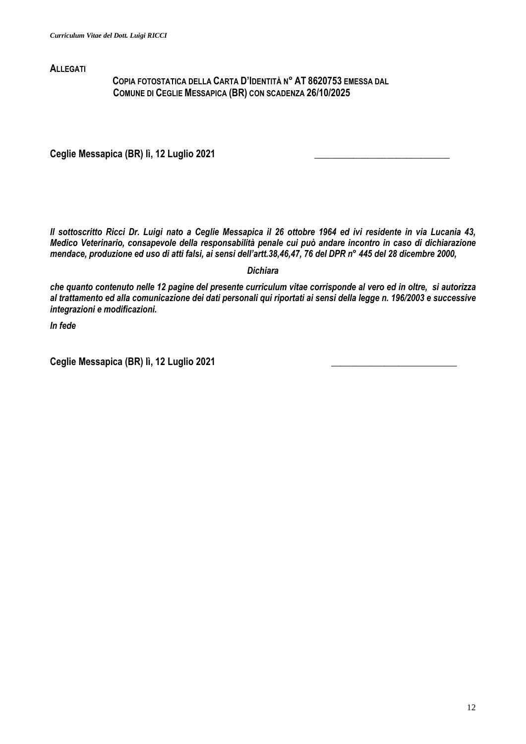**ALLEGATI**

**COPIA FOTOSTATICA DELLA CARTA D'IDENTITÀ N° AT 8620753 EMESSA DAL COMUNE DI CEGLIE MESSAPICA (BR) CON SCADENZA 26/10/2025**

**Ceglie Messapica (BR) lì, 12 Luglio 2021** ______________________________

***Il sottoscritto Ricci Dr. Luigi nato a Ceglie Messapica il 26 ottobre 1964 ed ivi residente in via Lucania 43, Medico Veterinario, consapevole della responsabilità penale cui può andare incontro in caso di dichiarazione mendace, produzione ed uso di atti falsi, ai sensi dell'artt.38,46,47, 76 del DPR n° 445 del 28 dicembre 2000,***

***Dichiara***

***che quanto contenuto nelle 12 pagine del presente curriculum vitae corrisponde al vero ed in oltre, si autorizza al trattamento ed alla comunicazione dei dati personali qui riportati ai sensi della legge n. 196/2003 e successive integrazioni e modificazioni.***

***In fede***

**Ceglie Messapica (BR) lì, 12 Luglio 2021** ____________________________